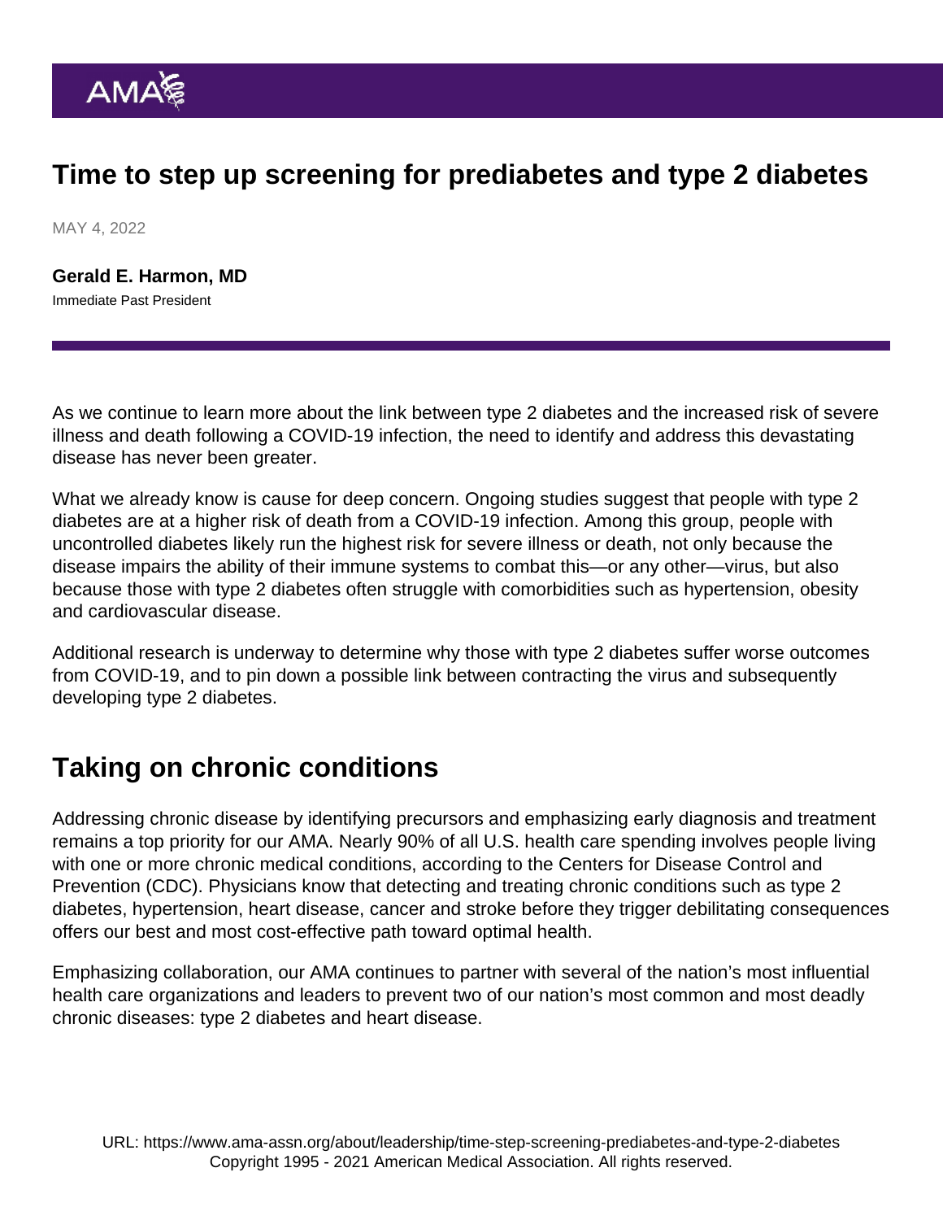# Time to step up screening for prediabetes and type 2 diabetes

MAY 4, 2022

**Gerald E. Harmon, MD**
Immediate Past President

As we continue to learn more about the link between type 2 diabetes and the increased risk of severe illness and death following a COVID-19 infection, the need to identify and address this devastating disease has never been greater.

What we already know is cause for deep concern. Ongoing studies suggest that people with type 2 diabetes are at a higher risk of death from a COVID-19 infection. Among this group, people with uncontrolled diabetes likely run the highest risk for severe illness or death, not only because the disease impairs the ability of their immune systems to combat this—or any other—virus, but also because those with type 2 diabetes often struggle with comorbidities such as hypertension, obesity and cardiovascular disease.

Additional research is underway to determine why those with type 2 diabetes suffer worse outcomes from COVID-19, and to pin down a possible link between contracting the virus and subsequently developing type 2 diabetes.

## Taking on chronic conditions

Addressing chronic disease by identifying precursors and emphasizing early diagnosis and treatment remains a top priority for our AMA. Nearly 90% of all U.S. health care spending involves people living with one or more chronic medical conditions, according to the Centers for Disease Control and Prevention (CDC). Physicians know that detecting and treating chronic conditions such as type 2 diabetes, hypertension, heart disease, cancer and stroke before they trigger debilitating consequences offers our best and most cost-effective path toward optimal health.

Emphasizing collaboration, our AMA continues to partner with several of the nation's most influential health care organizations and leaders to prevent two of our nation's most common and most deadly chronic diseases: type 2 diabetes and heart disease.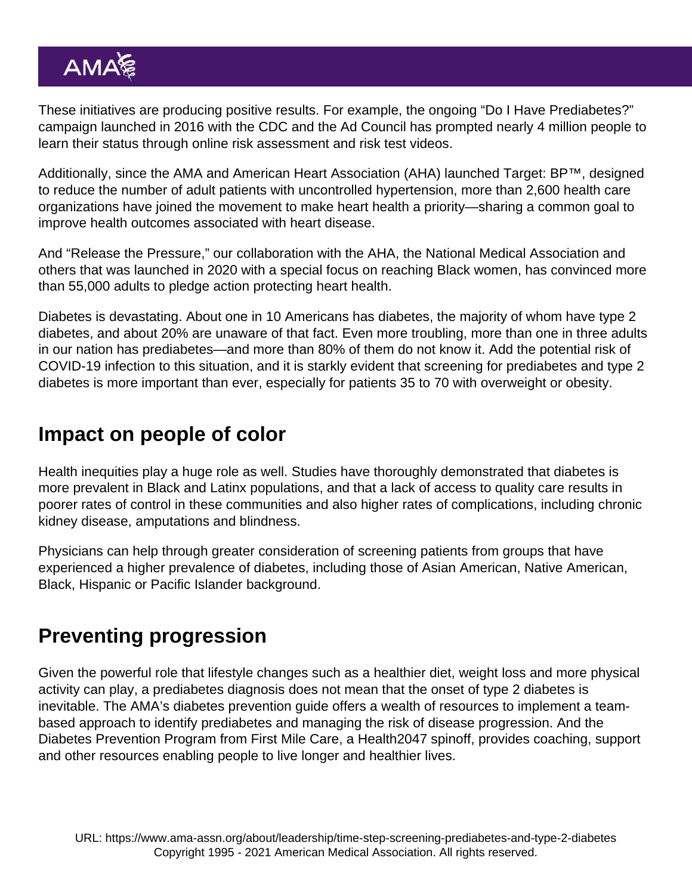These initiatives are producing positive results. For example, the ongoing "Do I Have Prediabetes?" campaign launched in 2016 with the CDC and the Ad Council has prompted nearly 4 million people to learn their status through online risk assessment and risk test videos.

Additionally, since the AMA and American Heart Association (AHA) launched Target: BP™, designed to reduce the number of adult patients with uncontrolled hypertension, more than 2,600 health care organizations have joined the movement to make heart health a priority—sharing a common goal to improve health outcomes associated with heart disease.

And "Release the Pressure," our collaboration with the AHA, the National Medical Association and others that was launched in 2020 with a special focus on reaching Black women, has convinced more than 55,000 adults to pledge action protecting heart health.

Diabetes is devastating. About one in 10 Americans has diabetes, the majority of whom have type 2 diabetes, and about 20% are unaware of that fact. Even more troubling, more than one in three adults in our nation has prediabetes—and more than 80% of them do not know it. Add the potential risk of COVID-19 infection to this situation, and it is starkly evident that screening for prediabetes and type 2 diabetes is more important than ever, especially for patients 35 to 70 with overweight or obesity.

## Impact on people of color

Health inequities play a huge role as well. Studies have thoroughly demonstrated that diabetes is more prevalent in Black and Latinx populations, and that a lack of access to quality care results in poorer rates of control in these communities and also higher rates of complications, including chronic kidney disease, amputations and blindness.

Physicians can help through greater consideration of screening patients from groups that have experienced a higher prevalence of diabetes, including those of Asian American, Native American, Black, Hispanic or Pacific Islander background.

## Preventing progression

Given the powerful role that lifestyle changes such as a healthier diet, weight loss and more physical activity can play, a prediabetes diagnosis does not mean that the onset of type 2 diabetes is inevitable. The AMA's diabetes prevention guide offers a wealth of resources to implement a team-based approach to identify prediabetes and managing the risk of disease progression. And the Diabetes Prevention Program from First Mile Care, a Health2047 spinoff, provides coaching, support and other resources enabling people to live longer and healthier lives.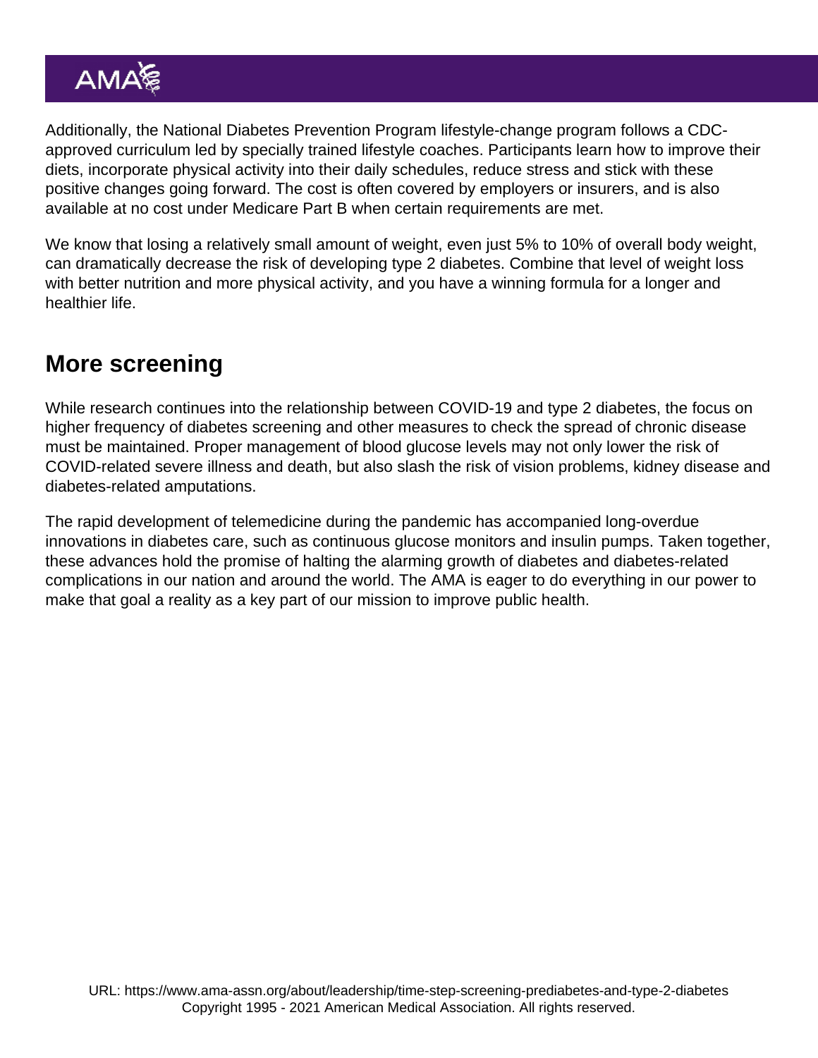Additionally, the National Diabetes Prevention Program lifestyle-change program follows a CDC-approved curriculum led by specially trained lifestyle coaches. Participants learn how to improve their diets, incorporate physical activity into their daily schedules, reduce stress and stick with these positive changes going forward. The cost is often covered by employers or insurers, and is also available at no cost under Medicare Part B when certain requirements are met.

We know that losing a relatively small amount of weight, even just 5% to 10% of overall body weight, can dramatically decrease the risk of developing type 2 diabetes. Combine that level of weight loss with better nutrition and more physical activity, and you have a winning formula for a longer and healthier life.

## More screening

While research continues into the relationship between COVID-19 and type 2 diabetes, the focus on higher frequency of diabetes screening and other measures to check the spread of chronic disease must be maintained. Proper management of blood glucose levels may not only lower the risk of COVID-related severe illness and death, but also slash the risk of vision problems, kidney disease and diabetes-related amputations.

The rapid development of telemedicine during the pandemic has accompanied long-overdue innovations in diabetes care, such as continuous glucose monitors and insulin pumps. Taken together, these advances hold the promise of halting the alarming growth of diabetes and diabetes-related complications in our nation and around the world. The AMA is eager to do everything in our power to make that goal a reality as a key part of our mission to improve public health.